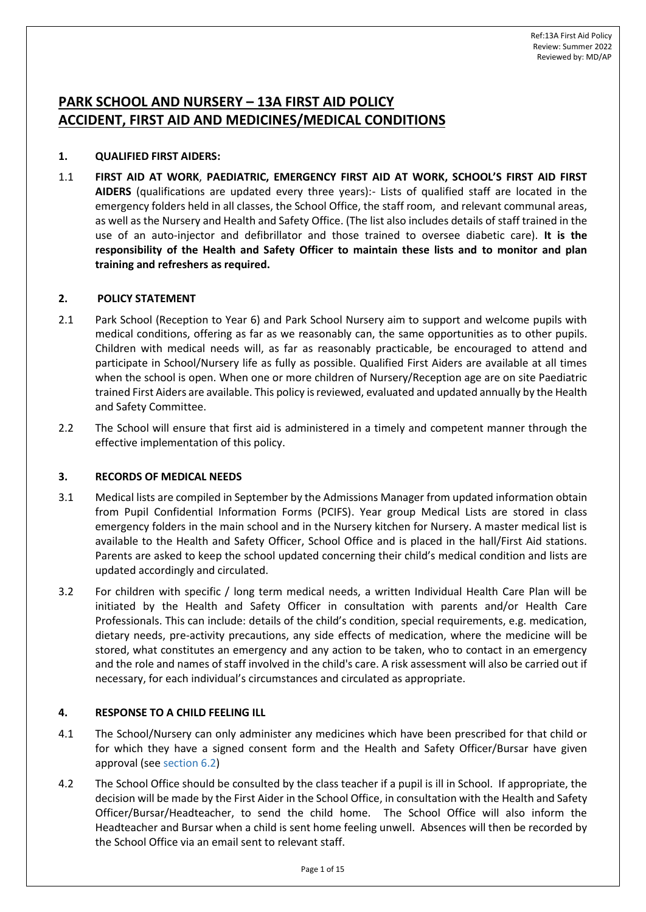Ref:13A First Aid Policy
Review: Summer 2022
Reviewed by: MD/AP

# PARK SCHOOL AND NURSERY – 13A FIRST AID POLICY
# ACCIDENT, FIRST AID AND MEDICINES/MEDICAL CONDITIONS

## 1. QUALIFIED FIRST AIDERS:

1.1 **FIRST AID AT WORK**, **PAEDIATRIC, EMERGENCY FIRST AID AT WORK, SCHOOL'S FIRST AID FIRST AIDERS** (qualifications are updated every three years):- Lists of qualified staff are located in the emergency folders held in all classes, the School Office, the staff room, and relevant communal areas, as well as the Nursery and Health and Safety Office. (The list also includes details of staff trained in the use of an auto-injector and defibrillator and those trained to oversee diabetic care). **It is the responsibility of the Health and Safety Officer to maintain these lists and to monitor and plan training and refreshers as required.**

## 2. POLICY STATEMENT

2.1 Park School (Reception to Year 6) and Park School Nursery aim to support and welcome pupils with medical conditions, offering as far as we reasonably can, the same opportunities as to other pupils. Children with medical needs will, as far as reasonably practicable, be encouraged to attend and participate in School/Nursery life as fully as possible. Qualified First Aiders are available at all times when the school is open. When one or more children of Nursery/Reception age are on site Paediatric trained First Aiders are available. This policy is reviewed, evaluated and updated annually by the Health and Safety Committee.

2.2 The School will ensure that first aid is administered in a timely and competent manner through the effective implementation of this policy.

## 3. RECORDS OF MEDICAL NEEDS

3.1 Medical lists are compiled in September by the Admissions Manager from updated information obtain from Pupil Confidential Information Forms (PCIFS). Year group Medical Lists are stored in class emergency folders in the main school and in the Nursery kitchen for Nursery. A master medical list is available to the Health and Safety Officer, School Office and is placed in the hall/First Aid stations. Parents are asked to keep the school updated concerning their child's medical condition and lists are updated accordingly and circulated.

3.2 For children with specific / long term medical needs, a written Individual Health Care Plan will be initiated by the Health and Safety Officer in consultation with parents and/or Health Care Professionals. This can include: details of the child's condition, special requirements, e.g. medication, dietary needs, pre-activity precautions, any side effects of medication, where the medicine will be stored, what constitutes an emergency and any action to be taken, who to contact in an emergency and the role and names of staff involved in the child's care. A risk assessment will also be carried out if necessary, for each individual's circumstances and circulated as appropriate.

## 4. RESPONSE TO A CHILD FEELING ILL

4.1 The School/Nursery can only administer any medicines which have been prescribed for that child or for which they have a signed consent form and the Health and Safety Officer/Bursar have given approval (see section 6.2)

4.2 The School Office should be consulted by the class teacher if a pupil is ill in School. If appropriate, the decision will be made by the First Aider in the School Office, in consultation with the Health and Safety Officer/Bursar/Headteacher, to send the child home. The School Office will also inform the Headteacher and Bursar when a child is sent home feeling unwell. Absences will then be recorded by the School Office via an email sent to relevant staff.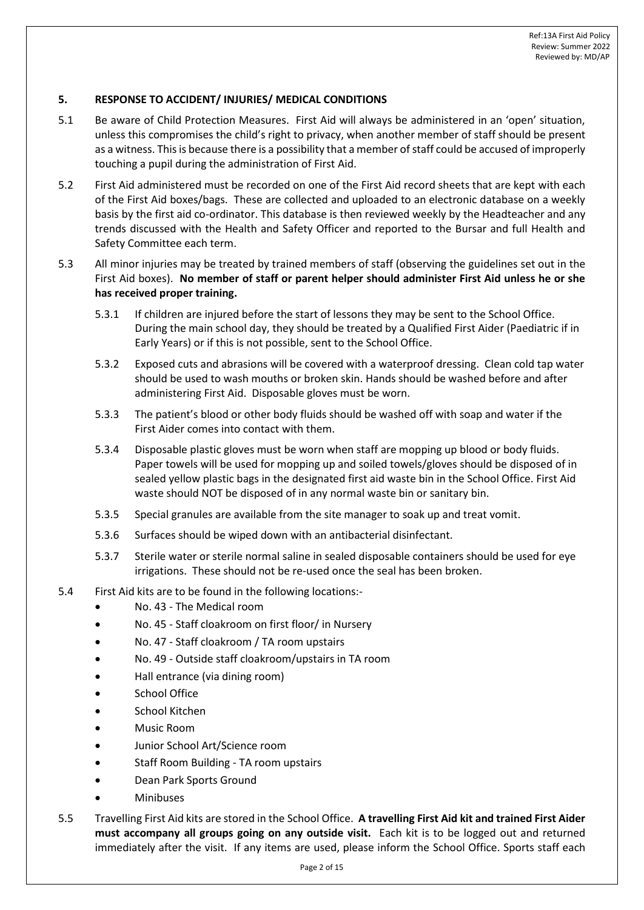## 5. RESPONSE TO ACCIDENT/ INJURIES/ MEDICAL CONDITIONS

5.1 Be aware of Child Protection Measures. First Aid will always be administered in an 'open' situation, unless this compromises the child's right to privacy, when another member of staff should be present as a witness. This is because there is a possibility that a member of staff could be accused of improperly touching a pupil during the administration of First Aid.

5.2 First Aid administered must be recorded on one of the First Aid record sheets that are kept with each of the First Aid boxes/bags. These are collected and uploaded to an electronic database on a weekly basis by the first aid co-ordinator. This database is then reviewed weekly by the Headteacher and any trends discussed with the Health and Safety Officer and reported to the Bursar and full Health and Safety Committee each term.

5.3 All minor injuries may be treated by trained members of staff (observing the guidelines set out in the First Aid boxes). **No member of staff or parent helper should administer First Aid unless he or she has received proper training.**

5.3.1 If children are injured before the start of lessons they may be sent to the School Office. During the main school day, they should be treated by a Qualified First Aider (Paediatric if in Early Years) or if this is not possible, sent to the School Office.

5.3.2 Exposed cuts and abrasions will be covered with a waterproof dressing. Clean cold tap water should be used to wash mouths or broken skin. Hands should be washed before and after administering First Aid. Disposable gloves must be worn.

5.3.3 The patient's blood or other body fluids should be washed off with soap and water if the First Aider comes into contact with them.

5.3.4 Disposable plastic gloves must be worn when staff are mopping up blood or body fluids. Paper towels will be used for mopping up and soiled towels/gloves should be disposed of in sealed yellow plastic bags in the designated first aid waste bin in the School Office. First Aid waste should NOT be disposed of in any normal waste bin or sanitary bin.

5.3.5 Special granules are available from the site manager to soak up and treat vomit.

5.3.6 Surfaces should be wiped down with an antibacterial disinfectant.

5.3.7 Sterile water or sterile normal saline in sealed disposable containers should be used for eye irrigations. These should not be re-used once the seal has been broken.

5.4 First Aid kits are to be found in the following locations:-

- No. 43 - The Medical room
- No. 45 - Staff cloakroom on first floor/ in Nursery
- No. 47 - Staff cloakroom / TA room upstairs
- No. 49 - Outside staff cloakroom/upstairs in TA room
- Hall entrance (via dining room)
- School Office
- School Kitchen
- Music Room
- Junior School Art/Science room
- Staff Room Building - TA room upstairs
- Dean Park Sports Ground
- Minibuses

5.5 Travelling First Aid kits are stored in the School Office. **A travelling First Aid kit and trained First Aider must accompany all groups going on any outside visit.** Each kit is to be logged out and returned immediately after the visit. If any items are used, please inform the School Office. Sports staff each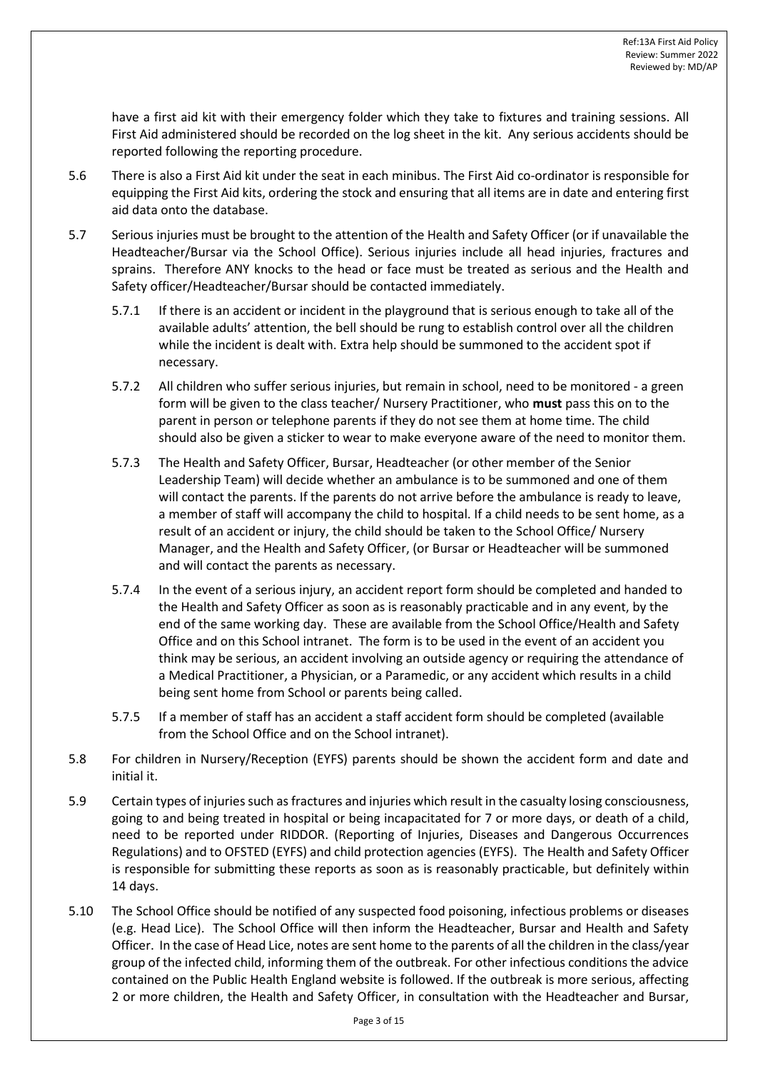have a first aid kit with their emergency folder which they take to fixtures and training sessions. All First Aid administered should be recorded on the log sheet in the kit. Any serious accidents should be reported following the reporting procedure.

5.6 There is also a First Aid kit under the seat in each minibus. The First Aid co-ordinator is responsible for equipping the First Aid kits, ordering the stock and ensuring that all items are in date and entering first aid data onto the database.

5.7 Serious injuries must be brought to the attention of the Health and Safety Officer (or if unavailable the Headteacher/Bursar via the School Office). Serious injuries include all head injuries, fractures and sprains. Therefore ANY knocks to the head or face must be treated as serious and the Health and Safety officer/Headteacher/Bursar should be contacted immediately.

5.7.1 If there is an accident or incident in the playground that is serious enough to take all of the available adults' attention, the bell should be rung to establish control over all the children while the incident is dealt with. Extra help should be summoned to the accident spot if necessary.

5.7.2 All children who suffer serious injuries, but remain in school, need to be monitored - a green form will be given to the class teacher/ Nursery Practitioner, who **must** pass this on to the parent in person or telephone parents if they do not see them at home time. The child should also be given a sticker to wear to make everyone aware of the need to monitor them.

5.7.3 The Health and Safety Officer, Bursar, Headteacher (or other member of the Senior Leadership Team) will decide whether an ambulance is to be summoned and one of them will contact the parents. If the parents do not arrive before the ambulance is ready to leave, a member of staff will accompany the child to hospital. If a child needs to be sent home, as a result of an accident or injury, the child should be taken to the School Office/ Nursery Manager, and the Health and Safety Officer, (or Bursar or Headteacher will be summoned and will contact the parents as necessary.

5.7.4 In the event of a serious injury, an accident report form should be completed and handed to the Health and Safety Officer as soon as is reasonably practicable and in any event, by the end of the same working day. These are available from the School Office/Health and Safety Office and on this School intranet. The form is to be used in the event of an accident you think may be serious, an accident involving an outside agency or requiring the attendance of a Medical Practitioner, a Physician, or a Paramedic, or any accident which results in a child being sent home from School or parents being called.

5.7.5 If a member of staff has an accident a staff accident form should be completed (available from the School Office and on the School intranet).

5.8 For children in Nursery/Reception (EYFS) parents should be shown the accident form and date and initial it.

5.9 Certain types of injuries such as fractures and injuries which result in the casualty losing consciousness, going to and being treated in hospital or being incapacitated for 7 or more days, or death of a child, need to be reported under RIDDOR. (Reporting of Injuries, Diseases and Dangerous Occurrences Regulations) and to OFSTED (EYFS) and child protection agencies (EYFS). The Health and Safety Officer is responsible for submitting these reports as soon as is reasonably practicable, but definitely within 14 days.

5.10 The School Office should be notified of any suspected food poisoning, infectious problems or diseases (e.g. Head Lice). The School Office will then inform the Headteacher, Bursar and Health and Safety Officer. In the case of Head Lice, notes are sent home to the parents of all the children in the class/year group of the infected child, informing them of the outbreak. For other infectious conditions the advice contained on the Public Health England website is followed. If the outbreak is more serious, affecting 2 or more children, the Health and Safety Officer, in consultation with the Headteacher and Bursar,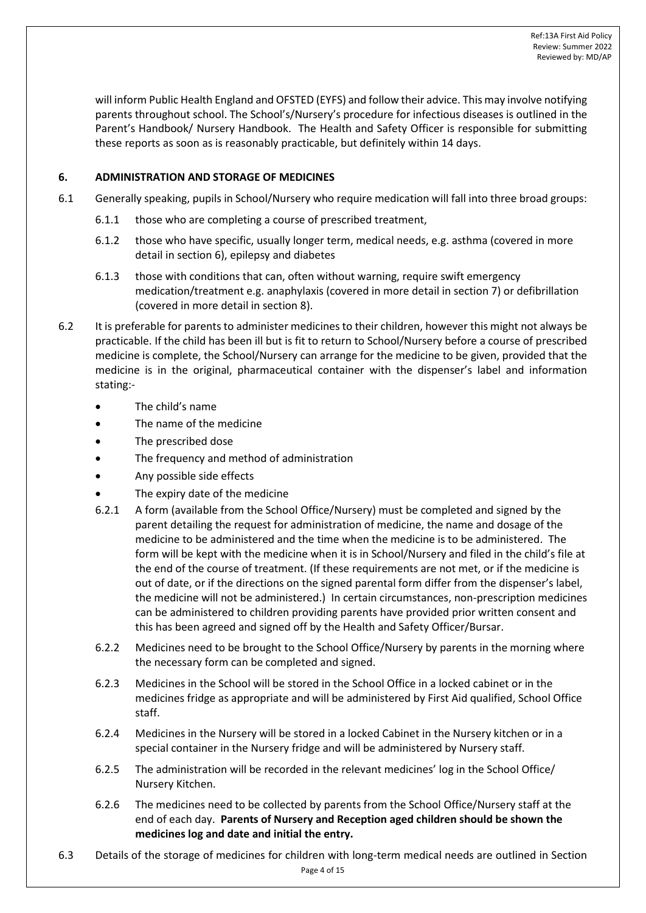will inform Public Health England and OFSTED (EYFS) and follow their advice. This may involve notifying parents throughout school. The School's/Nursery's procedure for infectious diseases is outlined in the Parent's Handbook/ Nursery Handbook. The Health and Safety Officer is responsible for submitting these reports as soon as is reasonably practicable, but definitely within 14 days.

## 6. ADMINISTRATION AND STORAGE OF MEDICINES

6.1 Generally speaking, pupils in School/Nursery who require medication will fall into three broad groups:

6.1.1 those who are completing a course of prescribed treatment,

6.1.2 those who have specific, usually longer term, medical needs, e.g. asthma (covered in more detail in section 6), epilepsy and diabetes

6.1.3 those with conditions that can, often without warning, require swift emergency medication/treatment e.g. anaphylaxis (covered in more detail in section 7) or defibrillation (covered in more detail in section 8).

6.2 It is preferable for parents to administer medicines to their children, however this might not always be practicable. If the child has been ill but is fit to return to School/Nursery before a course of prescribed medicine is complete, the School/Nursery can arrange for the medicine to be given, provided that the medicine is in the original, pharmaceutical container with the dispenser's label and information stating:-

- The child's name
- The name of the medicine
- The prescribed dose
- The frequency and method of administration
- Any possible side effects
- The expiry date of the medicine

6.2.1 A form (available from the School Office/Nursery) must be completed and signed by the parent detailing the request for administration of medicine, the name and dosage of the medicine to be administered and the time when the medicine is to be administered. The form will be kept with the medicine when it is in School/Nursery and filed in the child's file at the end of the course of treatment. (If these requirements are not met, or if the medicine is out of date, or if the directions on the signed parental form differ from the dispenser's label, the medicine will not be administered.) In certain circumstances, non-prescription medicines can be administered to children providing parents have provided prior written consent and this has been agreed and signed off by the Health and Safety Officer/Bursar.

6.2.2 Medicines need to be brought to the School Office/Nursery by parents in the morning where the necessary form can be completed and signed.

6.2.3 Medicines in the School will be stored in the School Office in a locked cabinet or in the medicines fridge as appropriate and will be administered by First Aid qualified, School Office staff.

6.2.4 Medicines in the Nursery will be stored in a locked Cabinet in the Nursery kitchen or in a special container in the Nursery fridge and will be administered by Nursery staff.

6.2.5 The administration will be recorded in the relevant medicines' log in the School Office/ Nursery Kitchen.

6.2.6 The medicines need to be collected by parents from the School Office/Nursery staff at the end of each day. **Parents of Nursery and Reception aged children should be shown the medicines log and date and initial the entry.**

6.3 Details of the storage of medicines for children with long-term medical needs are outlined in Section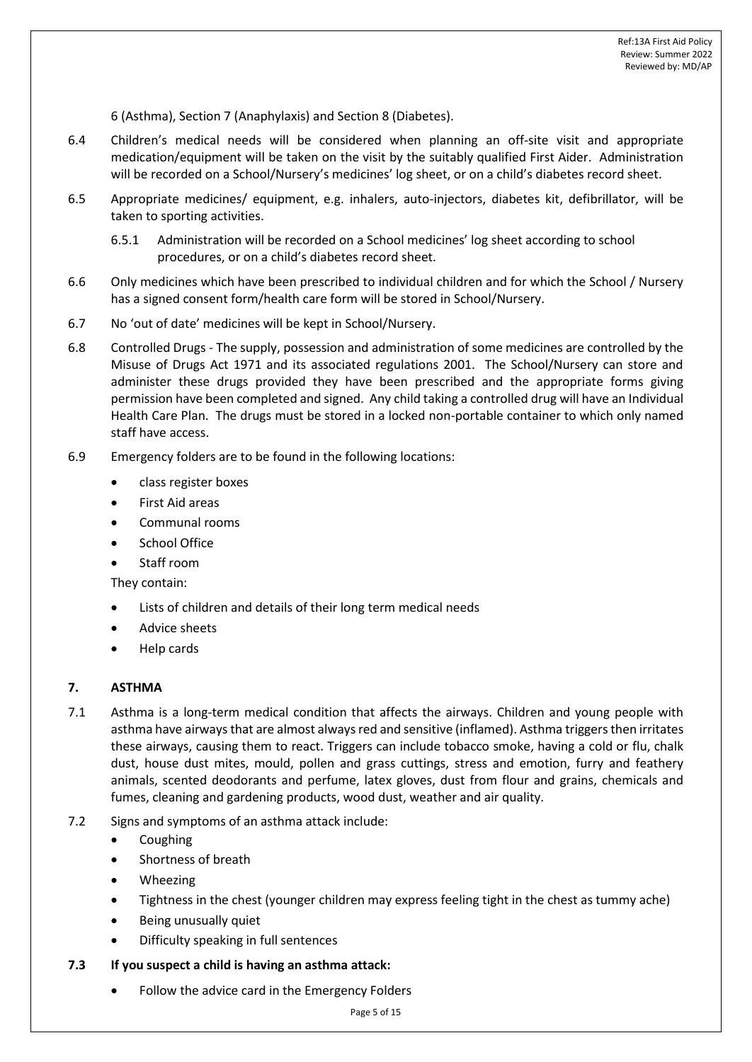6 (Asthma), Section 7 (Anaphylaxis) and Section 8 (Diabetes).

6.4 Children's medical needs will be considered when planning an off-site visit and appropriate medication/equipment will be taken on the visit by the suitably qualified First Aider. Administration will be recorded on a School/Nursery's medicines' log sheet, or on a child's diabetes record sheet.

6.5 Appropriate medicines/ equipment, e.g. inhalers, auto-injectors, diabetes kit, defibrillator, will be taken to sporting activities.

6.5.1 Administration will be recorded on a School medicines' log sheet according to school procedures, or on a child's diabetes record sheet.

6.6 Only medicines which have been prescribed to individual children and for which the School / Nursery has a signed consent form/health care form will be stored in School/Nursery.

6.7 No 'out of date' medicines will be kept in School/Nursery.

6.8 Controlled Drugs - The supply, possession and administration of some medicines are controlled by the Misuse of Drugs Act 1971 and its associated regulations 2001. The School/Nursery can store and administer these drugs provided they have been prescribed and the appropriate forms giving permission have been completed and signed. Any child taking a controlled drug will have an Individual Health Care Plan. The drugs must be stored in a locked non-portable container to which only named staff have access.

6.9 Emergency folders are to be found in the following locations:

- class register boxes
- First Aid areas
- Communal rooms
- School Office
- Staff room

They contain:

- Lists of children and details of their long term medical needs
- Advice sheets
- Help cards

## 7. ASTHMA

7.1 Asthma is a long-term medical condition that affects the airways. Children and young people with asthma have airways that are almost always red and sensitive (inflamed). Asthma triggers then irritates these airways, causing them to react. Triggers can include tobacco smoke, having a cold or flu, chalk dust, house dust mites, mould, pollen and grass cuttings, stress and emotion, furry and feathery animals, scented deodorants and perfume, latex gloves, dust from flour and grains, chemicals and fumes, cleaning and gardening products, wood dust, weather and air quality.

7.2 Signs and symptoms of an asthma attack include:

- Coughing
- Shortness of breath
- Wheezing
- Tightness in the chest (younger children may express feeling tight in the chest as tummy ache)
- Being unusually quiet
- Difficulty speaking in full sentences

**7.3 If you suspect a child is having an asthma attack:**

- Follow the advice card in the Emergency Folders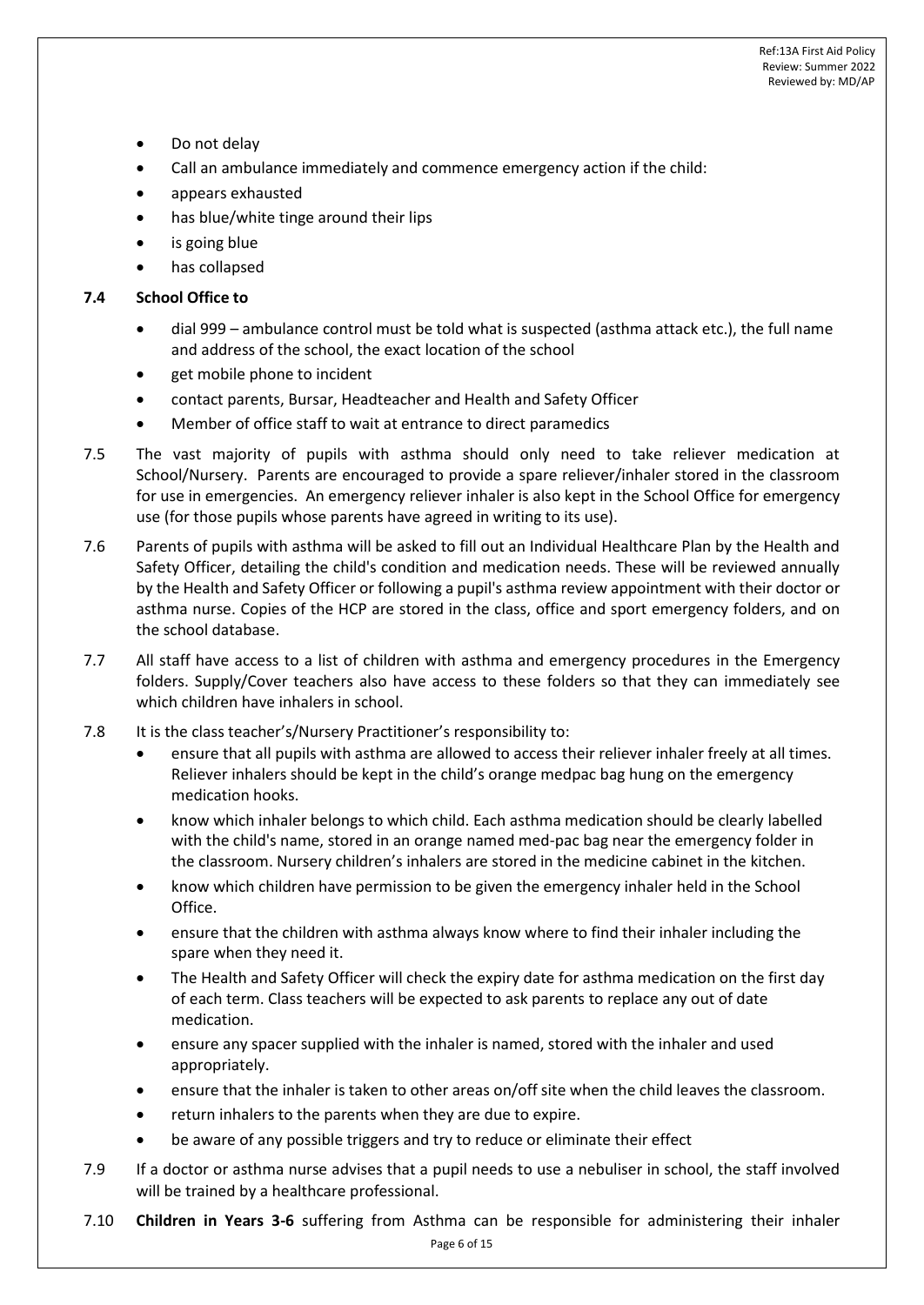- Do not delay
- Call an ambulance immediately and commence emergency action if the child:
- appears exhausted
- has blue/white tinge around their lips
- is going blue
- has collapsed

**7.4 School Office to**

- dial 999 – ambulance control must be told what is suspected (asthma attack etc.), the full name and address of the school, the exact location of the school
- get mobile phone to incident
- contact parents, Bursar, Headteacher and Health and Safety Officer
- Member of office staff to wait at entrance to direct paramedics

7.5 The vast majority of pupils with asthma should only need to take reliever medication at School/Nursery. Parents are encouraged to provide a spare reliever/inhaler stored in the classroom for use in emergencies. An emergency reliever inhaler is also kept in the School Office for emergency use (for those pupils whose parents have agreed in writing to its use).

7.6 Parents of pupils with asthma will be asked to fill out an Individual Healthcare Plan by the Health and Safety Officer, detailing the child's condition and medication needs. These will be reviewed annually by the Health and Safety Officer or following a pupil's asthma review appointment with their doctor or asthma nurse. Copies of the HCP are stored in the class, office and sport emergency folders, and on the school database.

7.7 All staff have access to a list of children with asthma and emergency procedures in the Emergency folders. Supply/Cover teachers also have access to these folders so that they can immediately see which children have inhalers in school.

7.8 It is the class teacher's/Nursery Practitioner's responsibility to:

- ensure that all pupils with asthma are allowed to access their reliever inhaler freely at all times. Reliever inhalers should be kept in the child's orange medpac bag hung on the emergency medication hooks.
- know which inhaler belongs to which child. Each asthma medication should be clearly labelled with the child's name, stored in an orange named med-pac bag near the emergency folder in the classroom. Nursery children's inhalers are stored in the medicine cabinet in the kitchen.
- know which children have permission to be given the emergency inhaler held in the School Office.
- ensure that the children with asthma always know where to find their inhaler including the spare when they need it.
- The Health and Safety Officer will check the expiry date for asthma medication on the first day of each term. Class teachers will be expected to ask parents to replace any out of date medication.
- ensure any spacer supplied with the inhaler is named, stored with the inhaler and used appropriately.
- ensure that the inhaler is taken to other areas on/off site when the child leaves the classroom.
- return inhalers to the parents when they are due to expire.
- be aware of any possible triggers and try to reduce or eliminate their effect

7.9 If a doctor or asthma nurse advises that a pupil needs to use a nebuliser in school, the staff involved will be trained by a healthcare professional.

7.10 **Children in Years 3-6** suffering from Asthma can be responsible for administering their inhaler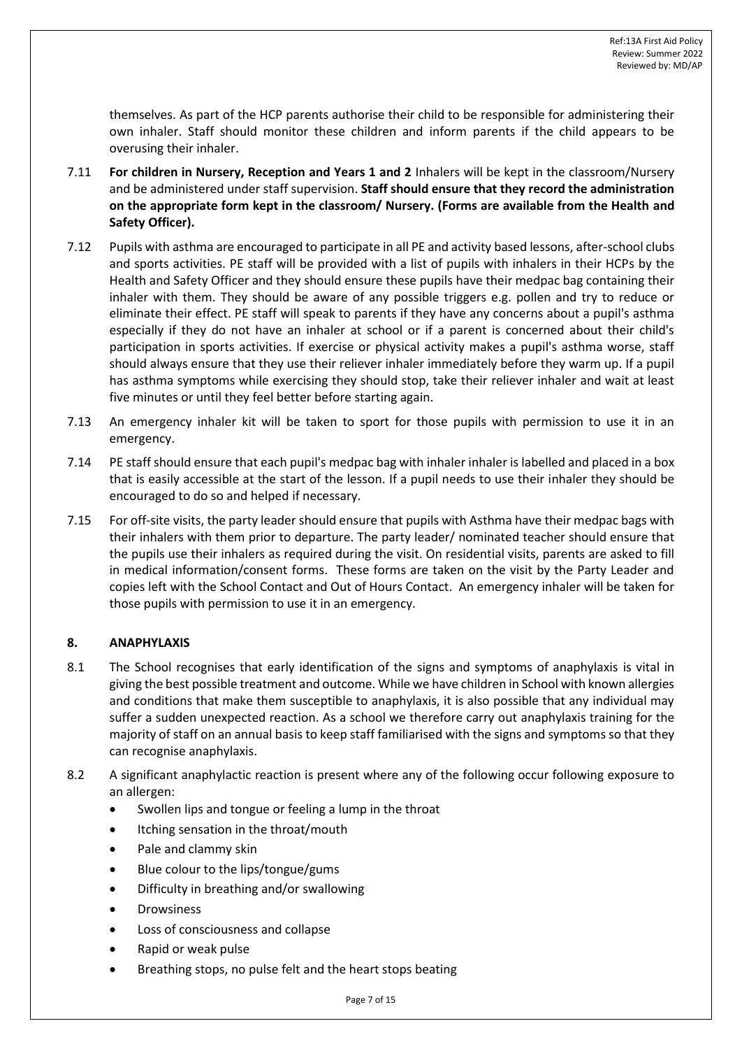themselves. As part of the HCP parents authorise their child to be responsible for administering their own inhaler. Staff should monitor these children and inform parents if the child appears to be overusing their inhaler.

7.11 **For children in Nursery, Reception and Years 1 and 2** Inhalers will be kept in the classroom/Nursery and be administered under staff supervision. **Staff should ensure that they record the administration on the appropriate form kept in the classroom/ Nursery. (Forms are available from the Health and Safety Officer).**

7.12 Pupils with asthma are encouraged to participate in all PE and activity based lessons, after-school clubs and sports activities. PE staff will be provided with a list of pupils with inhalers in their HCPs by the Health and Safety Officer and they should ensure these pupils have their medpac bag containing their inhaler with them. They should be aware of any possible triggers e.g. pollen and try to reduce or eliminate their effect. PE staff will speak to parents if they have any concerns about a pupil's asthma especially if they do not have an inhaler at school or if a parent is concerned about their child's participation in sports activities. If exercise or physical activity makes a pupil's asthma worse, staff should always ensure that they use their reliever inhaler immediately before they warm up. If a pupil has asthma symptoms while exercising they should stop, take their reliever inhaler and wait at least five minutes or until they feel better before starting again.

7.13 An emergency inhaler kit will be taken to sport for those pupils with permission to use it in an emergency.

7.14 PE staff should ensure that each pupil's medpac bag with inhaler inhaler is labelled and placed in a box that is easily accessible at the start of the lesson. If a pupil needs to use their inhaler they should be encouraged to do so and helped if necessary.

7.15 For off-site visits, the party leader should ensure that pupils with Asthma have their medpac bags with their inhalers with them prior to departure. The party leader/ nominated teacher should ensure that the pupils use their inhalers as required during the visit. On residential visits, parents are asked to fill in medical information/consent forms. These forms are taken on the visit by the Party Leader and copies left with the School Contact and Out of Hours Contact. An emergency inhaler will be taken for those pupils with permission to use it in an emergency.

## 8. ANAPHYLAXIS

8.1 The School recognises that early identification of the signs and symptoms of anaphylaxis is vital in giving the best possible treatment and outcome. While we have children in School with known allergies and conditions that make them susceptible to anaphylaxis, it is also possible that any individual may suffer a sudden unexpected reaction. As a school we therefore carry out anaphylaxis training for the majority of staff on an annual basis to keep staff familiarised with the signs and symptoms so that they can recognise anaphylaxis.

8.2 A significant anaphylactic reaction is present where any of the following occur following exposure to an allergen:

- Swollen lips and tongue or feeling a lump in the throat
- Itching sensation in the throat/mouth
- Pale and clammy skin
- Blue colour to the lips/tongue/gums
- Difficulty in breathing and/or swallowing
- Drowsiness
- Loss of consciousness and collapse
- Rapid or weak pulse
- Breathing stops, no pulse felt and the heart stops beating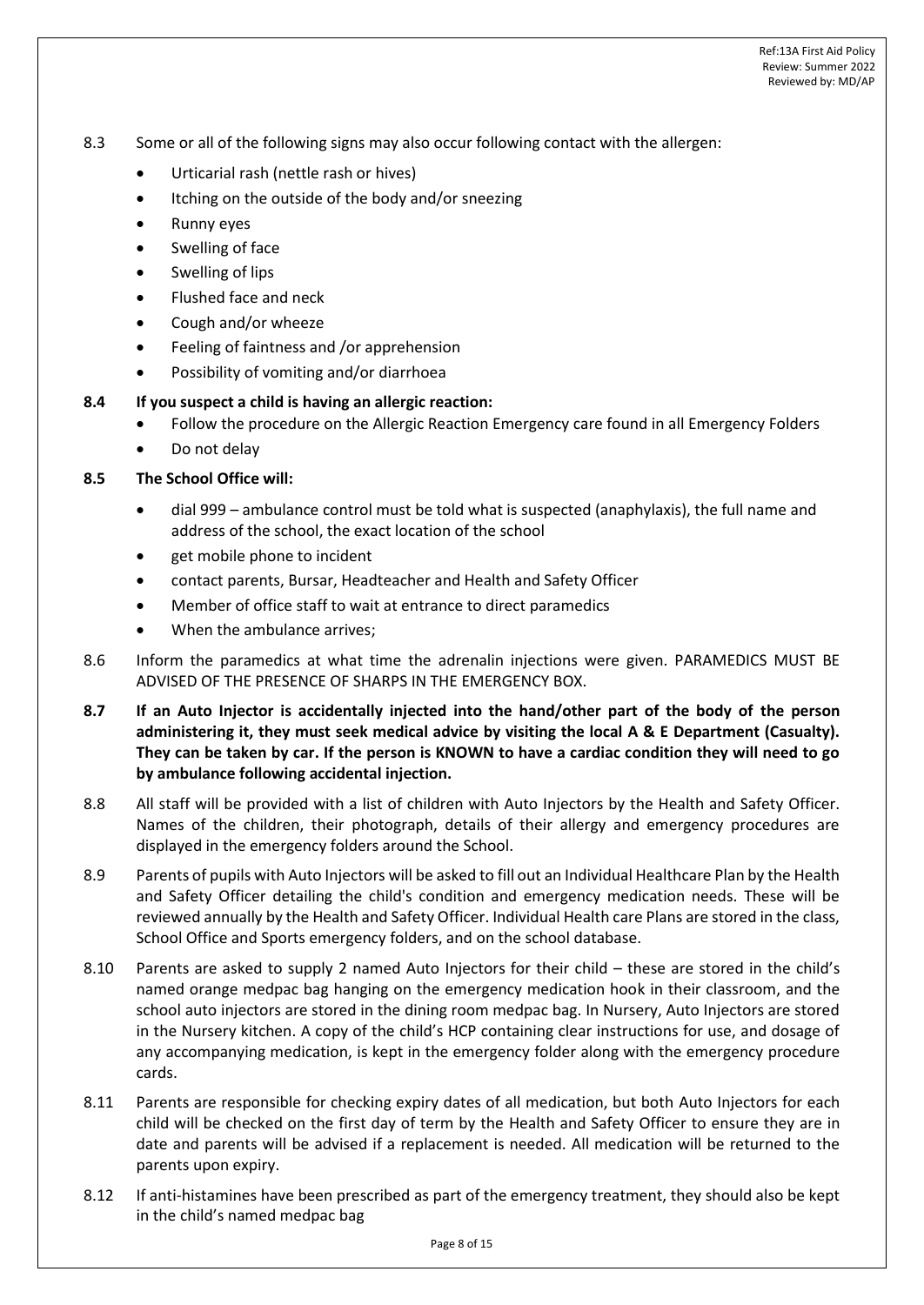8.3 Some or all of the following signs may also occur following contact with the allergen:

- Urticarial rash (nettle rash or hives)
- Itching on the outside of the body and/or sneezing
- Runny eyes
- Swelling of face
- Swelling of lips
- Flushed face and neck
- Cough and/or wheeze
- Feeling of faintness and /or apprehension
- Possibility of vomiting and/or diarrhoea

**8.4 If you suspect a child is having an allergic reaction:**

- Follow the procedure on the Allergic Reaction Emergency care found in all Emergency Folders
- Do not delay

**8.5 The School Office will:**

- dial 999 – ambulance control must be told what is suspected (anaphylaxis), the full name and address of the school, the exact location of the school
- get mobile phone to incident
- contact parents, Bursar, Headteacher and Health and Safety Officer
- Member of office staff to wait at entrance to direct paramedics
- When the ambulance arrives;

8.6 Inform the paramedics at what time the adrenalin injections were given. PARAMEDICS MUST BE ADVISED OF THE PRESENCE OF SHARPS IN THE EMERGENCY BOX.

**8.7 If an Auto Injector is accidentally injected into the hand/other part of the body of the person administering it, they must seek medical advice by visiting the local A & E Department (Casualty). They can be taken by car. If the person is KNOWN to have a cardiac condition they will need to go by ambulance following accidental injection.**

8.8 All staff will be provided with a list of children with Auto Injectors by the Health and Safety Officer. Names of the children, their photograph, details of their allergy and emergency procedures are displayed in the emergency folders around the School.

8.9 Parents of pupils with Auto Injectors will be asked to fill out an Individual Healthcare Plan by the Health and Safety Officer detailing the child's condition and emergency medication needs. These will be reviewed annually by the Health and Safety Officer. Individual Health care Plans are stored in the class, School Office and Sports emergency folders, and on the school database.

8.10 Parents are asked to supply 2 named Auto Injectors for their child – these are stored in the child's named orange medpac bag hanging on the emergency medication hook in their classroom, and the school auto injectors are stored in the dining room medpac bag. In Nursery, Auto Injectors are stored in the Nursery kitchen. A copy of the child's HCP containing clear instructions for use, and dosage of any accompanying medication, is kept in the emergency folder along with the emergency procedure cards.

8.11 Parents are responsible for checking expiry dates of all medication, but both Auto Injectors for each child will be checked on the first day of term by the Health and Safety Officer to ensure they are in date and parents will be advised if a replacement is needed. All medication will be returned to the parents upon expiry.

8.12 If anti-histamines have been prescribed as part of the emergency treatment, they should also be kept in the child's named medpac bag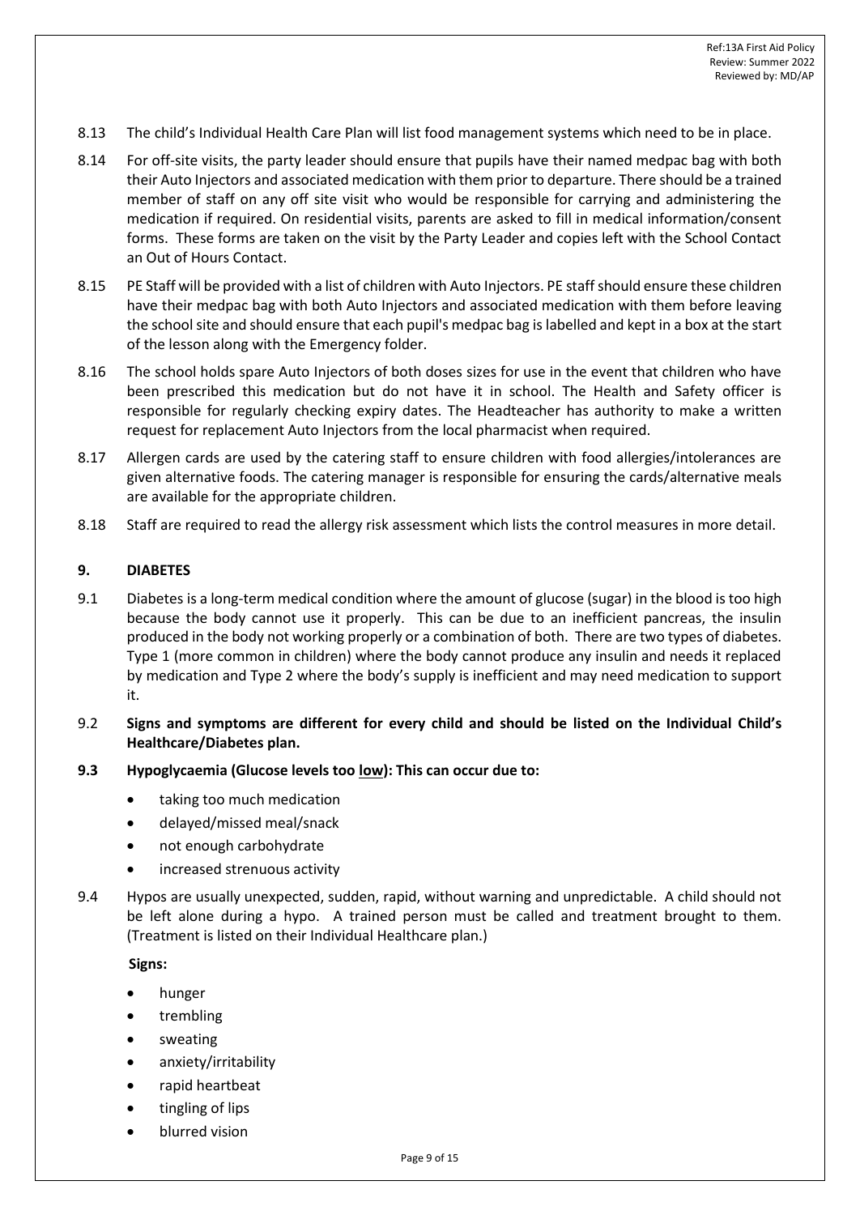8.13 The child's Individual Health Care Plan will list food management systems which need to be in place.

8.14 For off-site visits, the party leader should ensure that pupils have their named medpac bag with both their Auto Injectors and associated medication with them prior to departure. There should be a trained member of staff on any off site visit who would be responsible for carrying and administering the medication if required. On residential visits, parents are asked to fill in medical information/consent forms. These forms are taken on the visit by the Party Leader and copies left with the School Contact an Out of Hours Contact.

8.15 PE Staff will be provided with a list of children with Auto Injectors. PE staff should ensure these children have their medpac bag with both Auto Injectors and associated medication with them before leaving the school site and should ensure that each pupil's medpac bag is labelled and kept in a box at the start of the lesson along with the Emergency folder.

8.16 The school holds spare Auto Injectors of both doses sizes for use in the event that children who have been prescribed this medication but do not have it in school. The Health and Safety officer is responsible for regularly checking expiry dates. The Headteacher has authority to make a written request for replacement Auto Injectors from the local pharmacist when required.

8.17 Allergen cards are used by the catering staff to ensure children with food allergies/intolerances are given alternative foods. The catering manager is responsible for ensuring the cards/alternative meals are available for the appropriate children.

8.18 Staff are required to read the allergy risk assessment which lists the control measures in more detail.

## 9. DIABETES

9.1 Diabetes is a long-term medical condition where the amount of glucose (sugar) in the blood is too high because the body cannot use it properly. This can be due to an inefficient pancreas, the insulin produced in the body not working properly or a combination of both. There are two types of diabetes. Type 1 (more common in children) where the body cannot produce any insulin and needs it replaced by medication and Type 2 where the body's supply is inefficient and may need medication to support it.

9.2 **Signs and symptoms are different for every child and should be listed on the Individual Child's Healthcare/Diabetes plan.**

**9.3 Hypoglycaemia (Glucose levels too low): This can occur due to:**

- taking too much medication
- delayed/missed meal/snack
- not enough carbohydrate
- increased strenuous activity

9.4 Hypos are usually unexpected, sudden, rapid, without warning and unpredictable. A child should not be left alone during a hypo. A trained person must be called and treatment brought to them. (Treatment is listed on their Individual Healthcare plan.)

**Signs:**

- hunger
- trembling
- sweating
- anxiety/irritability
- rapid heartbeat
- tingling of lips
- blurred vision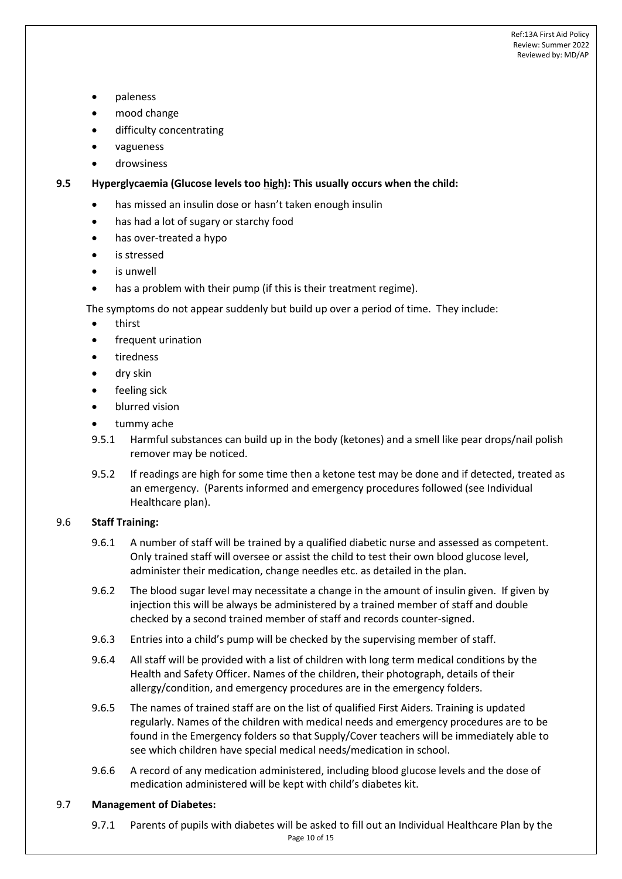- paleness
- mood change
- difficulty concentrating
- vagueness
- drowsiness

**9.5 Hyperglycaemia (Glucose levels too high): This usually occurs when the child:**

- has missed an insulin dose or hasn't taken enough insulin
- has had a lot of sugary or starchy food
- has over-treated a hypo
- is stressed
- is unwell
- has a problem with their pump (if this is their treatment regime).

The symptoms do not appear suddenly but build up over a period of time. They include:

- thirst
- frequent urination
- tiredness
- dry skin
- feeling sick
- blurred vision
- tummy ache

9.5.1 Harmful substances can build up in the body (ketones) and a smell like pear drops/nail polish remover may be noticed.

9.5.2 If readings are high for some time then a ketone test may be done and if detected, treated as an emergency. (Parents informed and emergency procedures followed (see Individual Healthcare plan).

9.6 **Staff Training:**

9.6.1 A number of staff will be trained by a qualified diabetic nurse and assessed as competent. Only trained staff will oversee or assist the child to test their own blood glucose level, administer their medication, change needles etc. as detailed in the plan.

9.6.2 The blood sugar level may necessitate a change in the amount of insulin given. If given by injection this will be always be administered by a trained member of staff and double checked by a second trained member of staff and records counter-signed.

9.6.3 Entries into a child's pump will be checked by the supervising member of staff.

9.6.4 All staff will be provided with a list of children with long term medical conditions by the Health and Safety Officer. Names of the children, their photograph, details of their allergy/condition, and emergency procedures are in the emergency folders.

9.6.5 The names of trained staff are on the list of qualified First Aiders. Training is updated regularly. Names of the children with medical needs and emergency procedures are to be found in the Emergency folders so that Supply/Cover teachers will be immediately able to see which children have special medical needs/medication in school.

9.6.6 A record of any medication administered, including blood glucose levels and the dose of medication administered will be kept with child's diabetes kit.

9.7 **Management of Diabetes:**

9.7.1 Parents of pupils with diabetes will be asked to fill out an Individual Healthcare Plan by the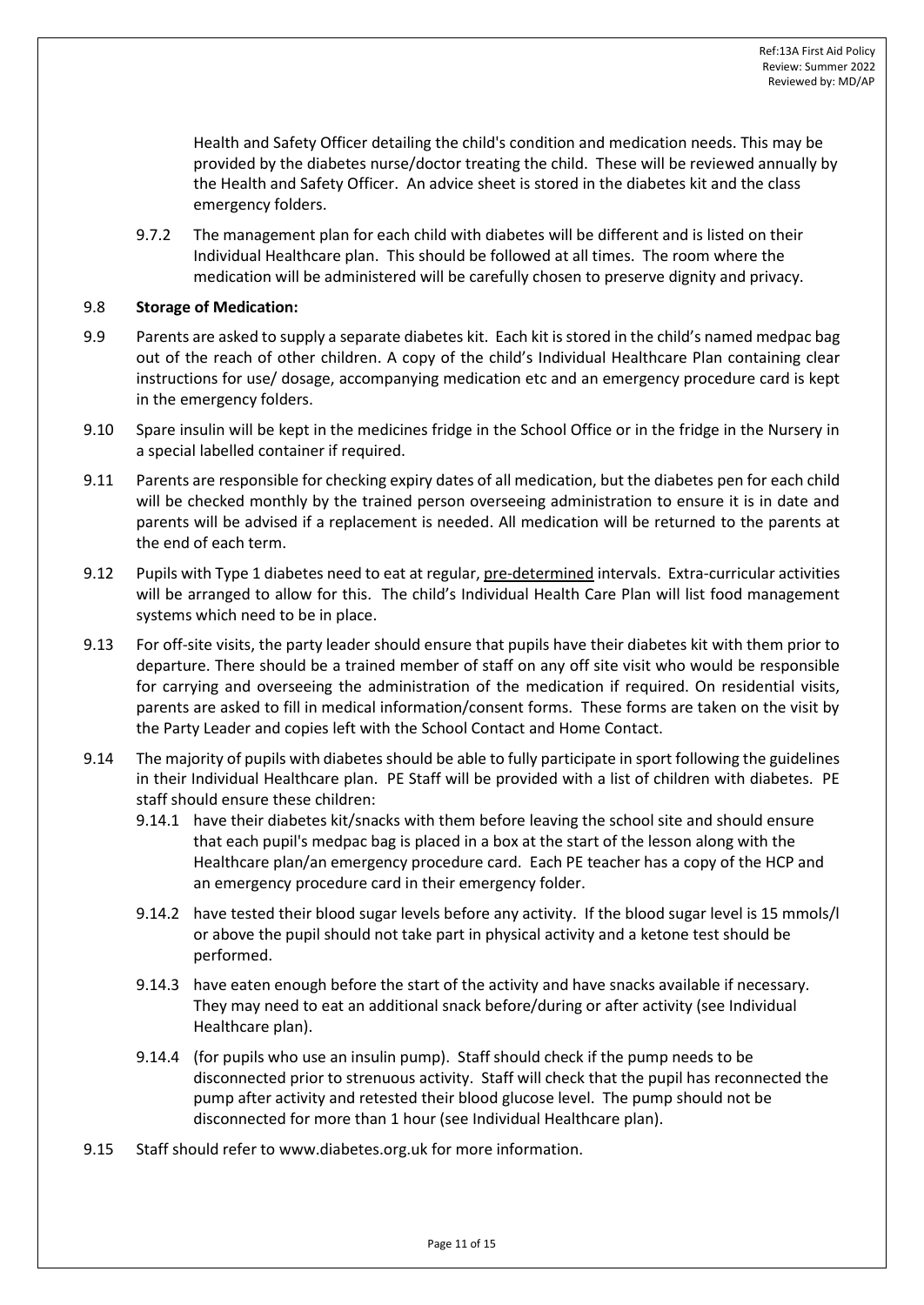Health and Safety Officer detailing the child's condition and medication needs. This may be provided by the diabetes nurse/doctor treating the child. These will be reviewed annually by the Health and Safety Officer. An advice sheet is stored in the diabetes kit and the class emergency folders.

9.7.2 The management plan for each child with diabetes will be different and is listed on their Individual Healthcare plan. This should be followed at all times. The room where the medication will be administered will be carefully chosen to preserve dignity and privacy.

9.8 **Storage of Medication:**

9.9 Parents are asked to supply a separate diabetes kit. Each kit is stored in the child's named medpac bag out of the reach of other children. A copy of the child's Individual Healthcare Plan containing clear instructions for use/ dosage, accompanying medication etc and an emergency procedure card is kept in the emergency folders.

9.10 Spare insulin will be kept in the medicines fridge in the School Office or in the fridge in the Nursery in a special labelled container if required.

9.11 Parents are responsible for checking expiry dates of all medication, but the diabetes pen for each child will be checked monthly by the trained person overseeing administration to ensure it is in date and parents will be advised if a replacement is needed. All medication will be returned to the parents at the end of each term.

9.12 Pupils with Type 1 diabetes need to eat at regular, pre-determined intervals. Extra-curricular activities will be arranged to allow for this. The child's Individual Health Care Plan will list food management systems which need to be in place.

9.13 For off-site visits, the party leader should ensure that pupils have their diabetes kit with them prior to departure. There should be a trained member of staff on any off site visit who would be responsible for carrying and overseeing the administration of the medication if required. On residential visits, parents are asked to fill in medical information/consent forms. These forms are taken on the visit by the Party Leader and copies left with the School Contact and Home Contact.

9.14 The majority of pupils with diabetes should be able to fully participate in sport following the guidelines in their Individual Healthcare plan. PE Staff will be provided with a list of children with diabetes. PE staff should ensure these children:

9.14.1 have their diabetes kit/snacks with them before leaving the school site and should ensure that each pupil's medpac bag is placed in a box at the start of the lesson along with the Healthcare plan/an emergency procedure card. Each PE teacher has a copy of the HCP and an emergency procedure card in their emergency folder.

9.14.2 have tested their blood sugar levels before any activity. If the blood sugar level is 15 mmols/l or above the pupil should not take part in physical activity and a ketone test should be performed.

9.14.3 have eaten enough before the start of the activity and have snacks available if necessary. They may need to eat an additional snack before/during or after activity (see Individual Healthcare plan).

9.14.4 (for pupils who use an insulin pump). Staff should check if the pump needs to be disconnected prior to strenuous activity. Staff will check that the pupil has reconnected the pump after activity and retested their blood glucose level. The pump should not be disconnected for more than 1 hour (see Individual Healthcare plan).

9.15 Staff should refer to www.diabetes.org.uk for more information.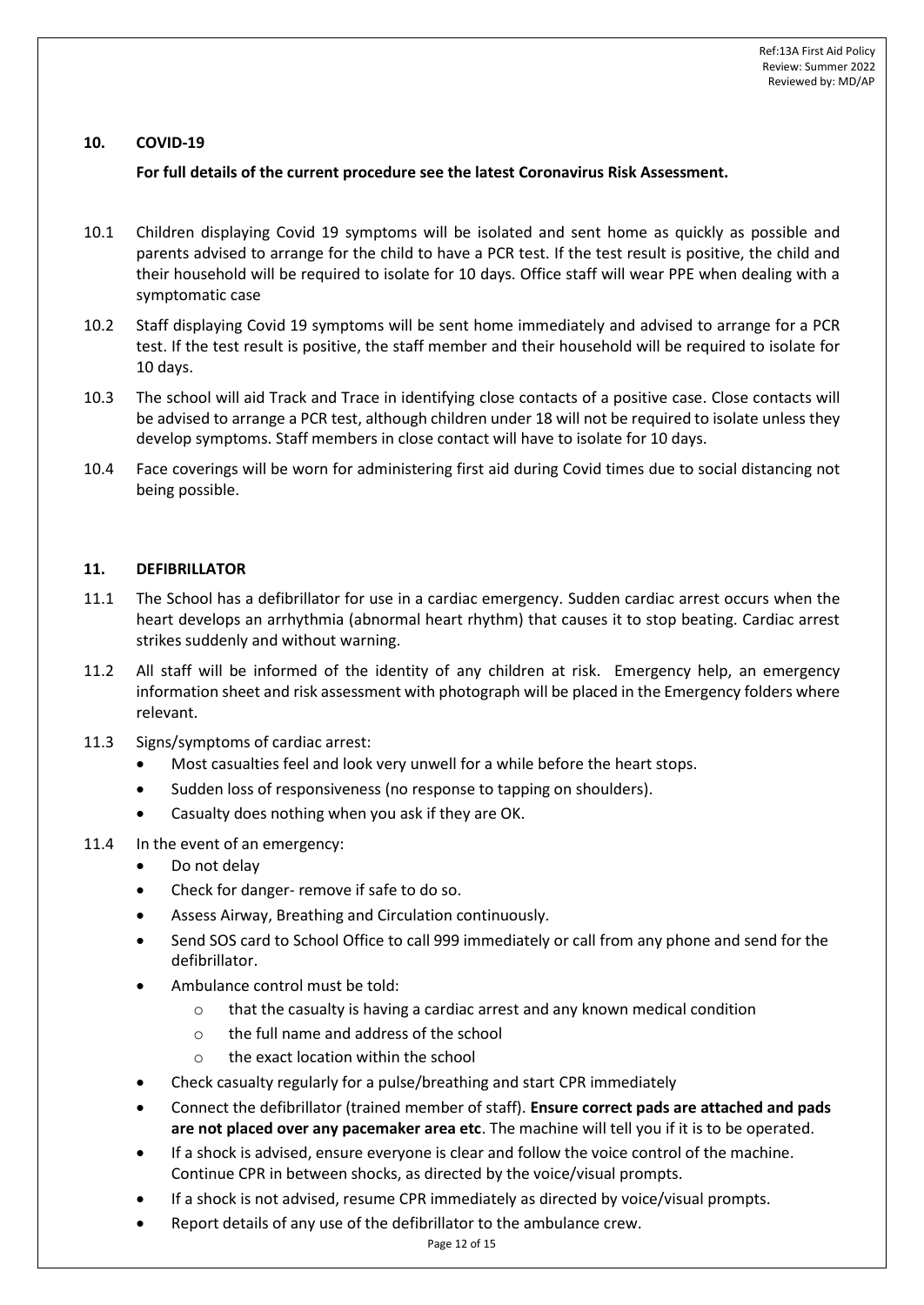## 10. COVID-19

**For full details of the current procedure see the latest Coronavirus Risk Assessment.**

10.1 Children displaying Covid 19 symptoms will be isolated and sent home as quickly as possible and parents advised to arrange for the child to have a PCR test. If the test result is positive, the child and their household will be required to isolate for 10 days. Office staff will wear PPE when dealing with a symptomatic case

10.2 Staff displaying Covid 19 symptoms will be sent home immediately and advised to arrange for a PCR test. If the test result is positive, the staff member and their household will be required to isolate for 10 days.

10.3 The school will aid Track and Trace in identifying close contacts of a positive case. Close contacts will be advised to arrange a PCR test, although children under 18 will not be required to isolate unless they develop symptoms. Staff members in close contact will have to isolate for 10 days.

10.4 Face coverings will be worn for administering first aid during Covid times due to social distancing not being possible.

## 11. DEFIBRILLATOR

11.1 The School has a defibrillator for use in a cardiac emergency. Sudden cardiac arrest occurs when the heart develops an arrhythmia (abnormal heart rhythm) that causes it to stop beating. Cardiac arrest strikes suddenly and without warning.

11.2 All staff will be informed of the identity of any children at risk. Emergency help, an emergency information sheet and risk assessment with photograph will be placed in the Emergency folders where relevant.

11.3 Signs/symptoms of cardiac arrest:

- Most casualties feel and look very unwell for a while before the heart stops.
- Sudden loss of responsiveness (no response to tapping on shoulders).
- Casualty does nothing when you ask if they are OK.

11.4 In the event of an emergency:

- Do not delay
- Check for danger- remove if safe to do so.
- Assess Airway, Breathing and Circulation continuously.
- Send SOS card to School Office to call 999 immediately or call from any phone and send for the defibrillator.
- Ambulance control must be told:
  - that the casualty is having a cardiac arrest and any known medical condition
  - the full name and address of the school
  - the exact location within the school
- Check casualty regularly for a pulse/breathing and start CPR immediately
- Connect the defibrillator (trained member of staff). **Ensure correct pads are attached and pads are not placed over any pacemaker area etc**. The machine will tell you if it is to be operated.
- If a shock is advised, ensure everyone is clear and follow the voice control of the machine. Continue CPR in between shocks, as directed by the voice/visual prompts.
- If a shock is not advised, resume CPR immediately as directed by voice/visual prompts.
- Report details of any use of the defibrillator to the ambulance crew.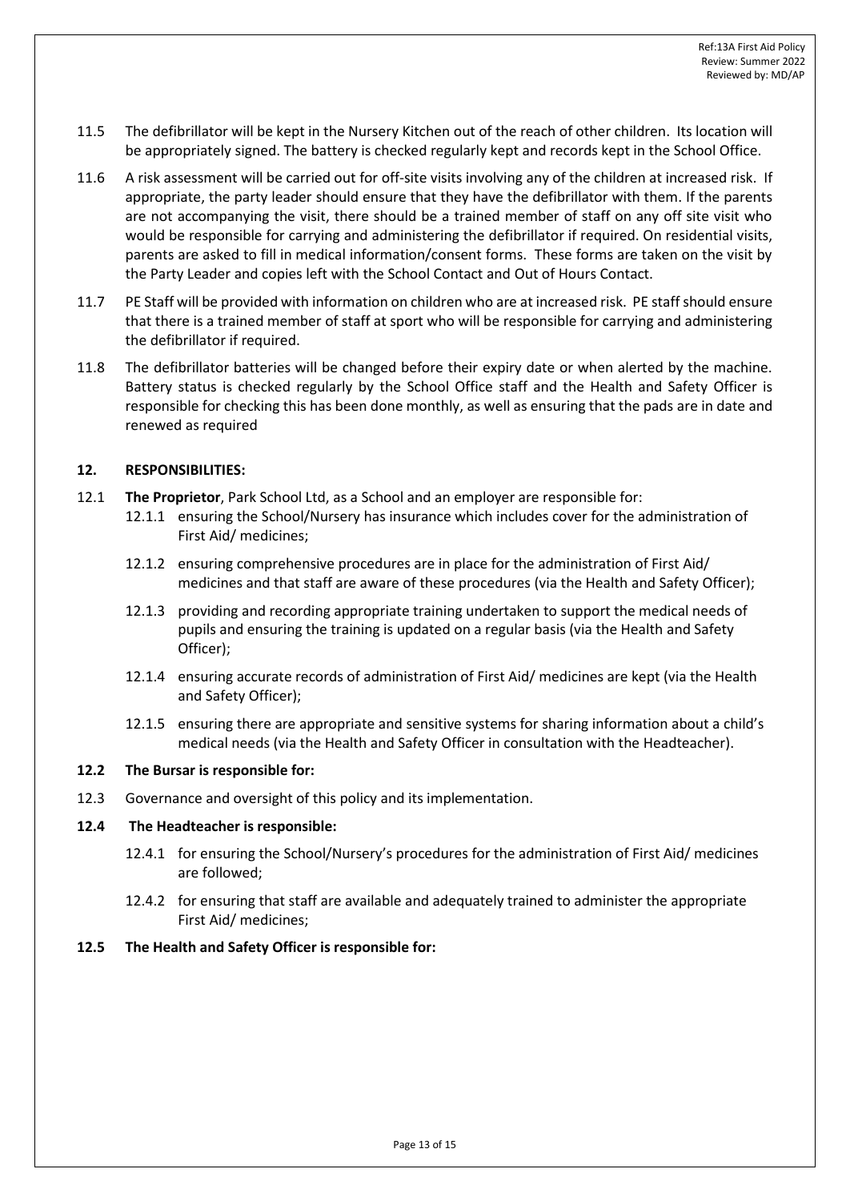11.5 The defibrillator will be kept in the Nursery Kitchen out of the reach of other children. Its location will be appropriately signed. The battery is checked regularly kept and records kept in the School Office.

11.6 A risk assessment will be carried out for off-site visits involving any of the children at increased risk. If appropriate, the party leader should ensure that they have the defibrillator with them. If the parents are not accompanying the visit, there should be a trained member of staff on any off site visit who would be responsible for carrying and administering the defibrillator if required. On residential visits, parents are asked to fill in medical information/consent forms. These forms are taken on the visit by the Party Leader and copies left with the School Contact and Out of Hours Contact.

11.7 PE Staff will be provided with information on children who are at increased risk. PE staff should ensure that there is a trained member of staff at sport who will be responsible for carrying and administering the defibrillator if required.

11.8 The defibrillator batteries will be changed before their expiry date or when alerted by the machine. Battery status is checked regularly by the School Office staff and the Health and Safety Officer is responsible for checking this has been done monthly, as well as ensuring that the pads are in date and renewed as required

## 12. RESPONSIBILITIES:

12.1 **The Proprietor**, Park School Ltd, as a School and an employer are responsible for:

- 12.1.1 ensuring the School/Nursery has insurance which includes cover for the administration of First Aid/ medicines;
- 12.1.2 ensuring comprehensive procedures are in place for the administration of First Aid/ medicines and that staff are aware of these procedures (via the Health and Safety Officer);
- 12.1.3 providing and recording appropriate training undertaken to support the medical needs of pupils and ensuring the training is updated on a regular basis (via the Health and Safety Officer);
- 12.1.4 ensuring accurate records of administration of First Aid/ medicines are kept (via the Health and Safety Officer);
- 12.1.5 ensuring there are appropriate and sensitive systems for sharing information about a child's medical needs (via the Health and Safety Officer in consultation with the Headteacher).

**12.2 The Bursar is responsible for:**

12.3 Governance and oversight of this policy and its implementation.

**12.4 The Headteacher is responsible:**

- 12.4.1 for ensuring the School/Nursery's procedures for the administration of First Aid/ medicines are followed;
- 12.4.2 for ensuring that staff are available and adequately trained to administer the appropriate First Aid/ medicines;

**12.5 The Health and Safety Officer is responsible for:**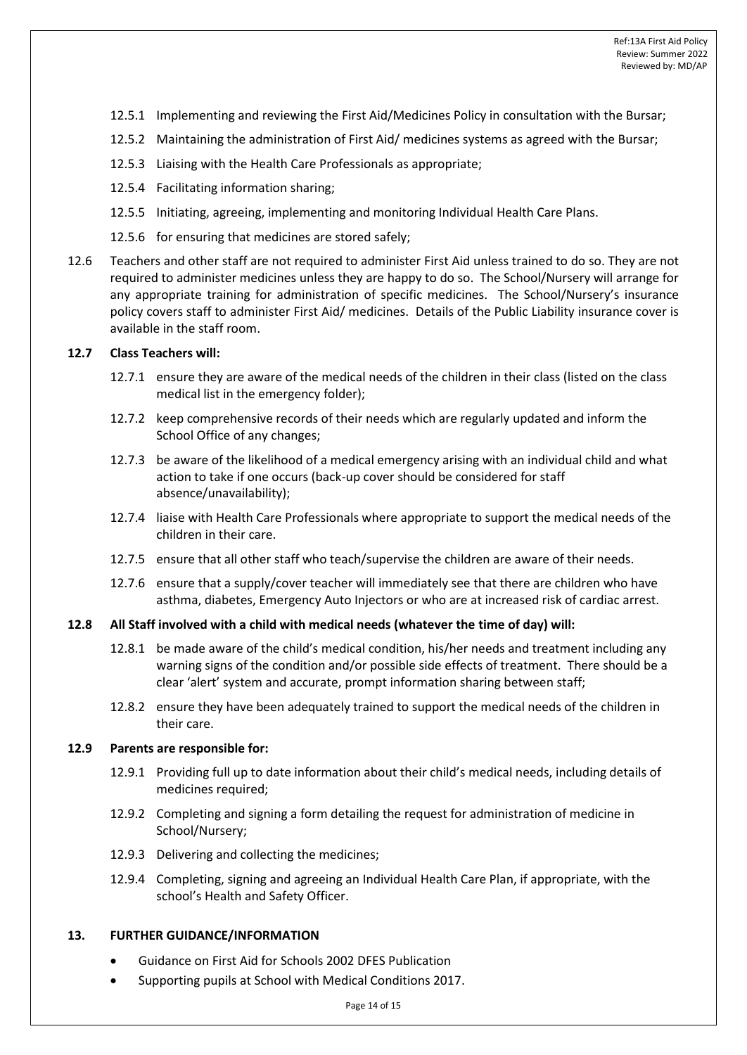- 12.5.1 Implementing and reviewing the First Aid/Medicines Policy in consultation with the Bursar;
- 12.5.2 Maintaining the administration of First Aid/ medicines systems as agreed with the Bursar;
- 12.5.3 Liaising with the Health Care Professionals as appropriate;
- 12.5.4 Facilitating information sharing;
- 12.5.5 Initiating, agreeing, implementing and monitoring Individual Health Care Plans.
- 12.5.6 for ensuring that medicines are stored safely;

12.6 Teachers and other staff are not required to administer First Aid unless trained to do so. They are not required to administer medicines unless they are happy to do so. The School/Nursery will arrange for any appropriate training for administration of specific medicines. The School/Nursery's insurance policy covers staff to administer First Aid/ medicines. Details of the Public Liability insurance cover is available in the staff room.

**12.7 Class Teachers will:**

- 12.7.1 ensure they are aware of the medical needs of the children in their class (listed on the class medical list in the emergency folder);
- 12.7.2 keep comprehensive records of their needs which are regularly updated and inform the School Office of any changes;
- 12.7.3 be aware of the likelihood of a medical emergency arising with an individual child and what action to take if one occurs (back-up cover should be considered for staff absence/unavailability);
- 12.7.4 liaise with Health Care Professionals where appropriate to support the medical needs of the children in their care.
- 12.7.5 ensure that all other staff who teach/supervise the children are aware of their needs.
- 12.7.6 ensure that a supply/cover teacher will immediately see that there are children who have asthma, diabetes, Emergency Auto Injectors or who are at increased risk of cardiac arrest.

**12.8 All Staff involved with a child with medical needs (whatever the time of day) will:**

- 12.8.1 be made aware of the child's medical condition, his/her needs and treatment including any warning signs of the condition and/or possible side effects of treatment. There should be a clear 'alert' system and accurate, prompt information sharing between staff;
- 12.8.2 ensure they have been adequately trained to support the medical needs of the children in their care.

**12.9 Parents are responsible for:**

- 12.9.1 Providing full up to date information about their child's medical needs, including details of medicines required;
- 12.9.2 Completing and signing a form detailing the request for administration of medicine in School/Nursery;
- 12.9.3 Delivering and collecting the medicines;
- 12.9.4 Completing, signing and agreeing an Individual Health Care Plan, if appropriate, with the school's Health and Safety Officer.

## 13. FURTHER GUIDANCE/INFORMATION

- Guidance on First Aid for Schools 2002 DFES Publication
- Supporting pupils at School with Medical Conditions 2017.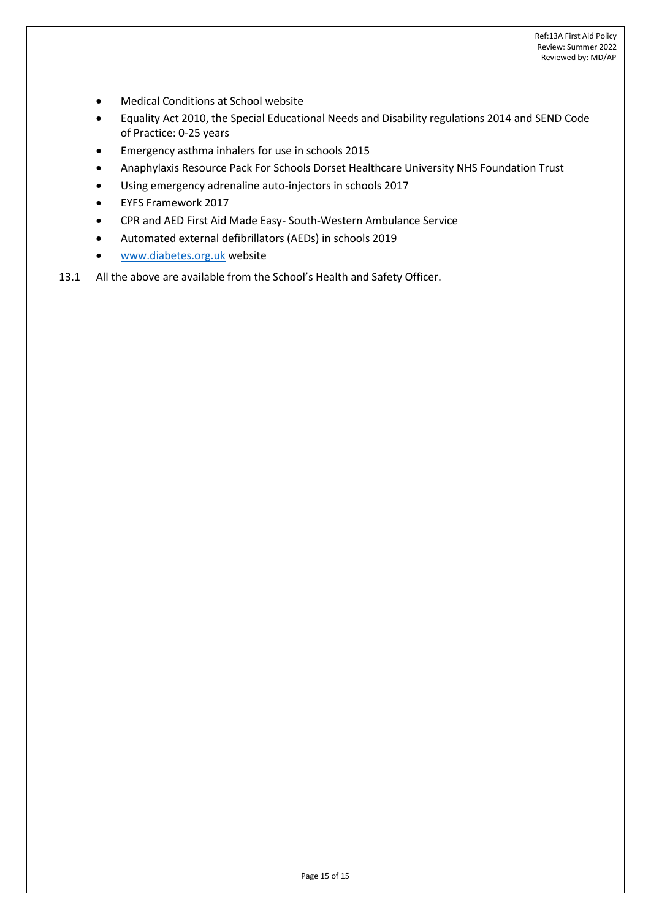- Medical Conditions at School website
- Equality Act 2010, the Special Educational Needs and Disability regulations 2014 and SEND Code of Practice: 0-25 years
- Emergency asthma inhalers for use in schools 2015
- Anaphylaxis Resource Pack For Schools Dorset Healthcare University NHS Foundation Trust
- Using emergency adrenaline auto-injectors in schools 2017
- EYFS Framework 2017
- CPR and AED First Aid Made Easy- South-Western Ambulance Service
- Automated external defibrillators (AEDs) in schools 2019
- [www.diabetes.org.uk](http://www.diabetes.org.uk) website

13.1 All the above are available from the School's Health and Safety Officer.